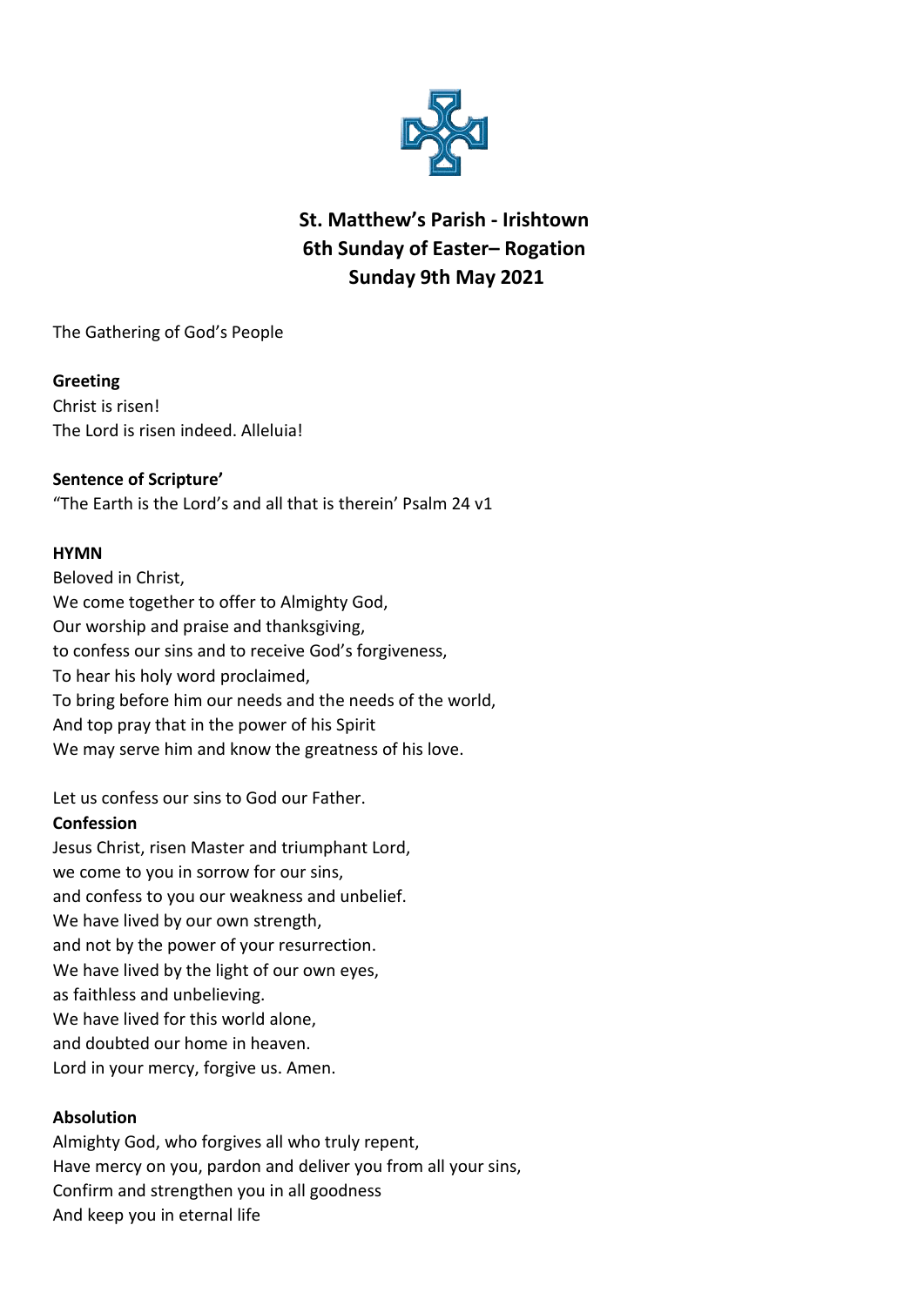# St. Matthew's Parish - Irishtown
# 6th Sunday of Easter– Rogation
# Sunday 9th May 2021

The Gathering of God's People

**Greeting**

Christ is risen!
The Lord is risen indeed. Alleluia!

**Sentence of Scripture'**

"The Earth is the Lord's and all that is therein' Psalm 24 v1

**HYMN**

Beloved in Christ,
We come together to offer to Almighty God,
Our worship and praise and thanksgiving,
to confess our sins and to receive God's forgiveness,
To hear his holy word proclaimed,
To bring before him our needs and the needs of the world,
And top pray that in the power of his Spirit
We may serve him and know the greatness of his love.

Let us confess our sins to God our Father.

**Confession**

Jesus Christ, risen Master and triumphant Lord,
we come to you in sorrow for our sins,
and confess to you our weakness and unbelief.
We have lived by our own strength,
and not by the power of your resurrection.
We have lived by the light of our own eyes,
as faithless and unbelieving.
We have lived for this world alone,
and doubted our home in heaven.
Lord in your mercy, forgive us. Amen.

**Absolution**

Almighty God, who forgives all who truly repent,
Have mercy on you, pardon and deliver you from all your sins,
Confirm and strengthen you in all goodness
And keep you in eternal life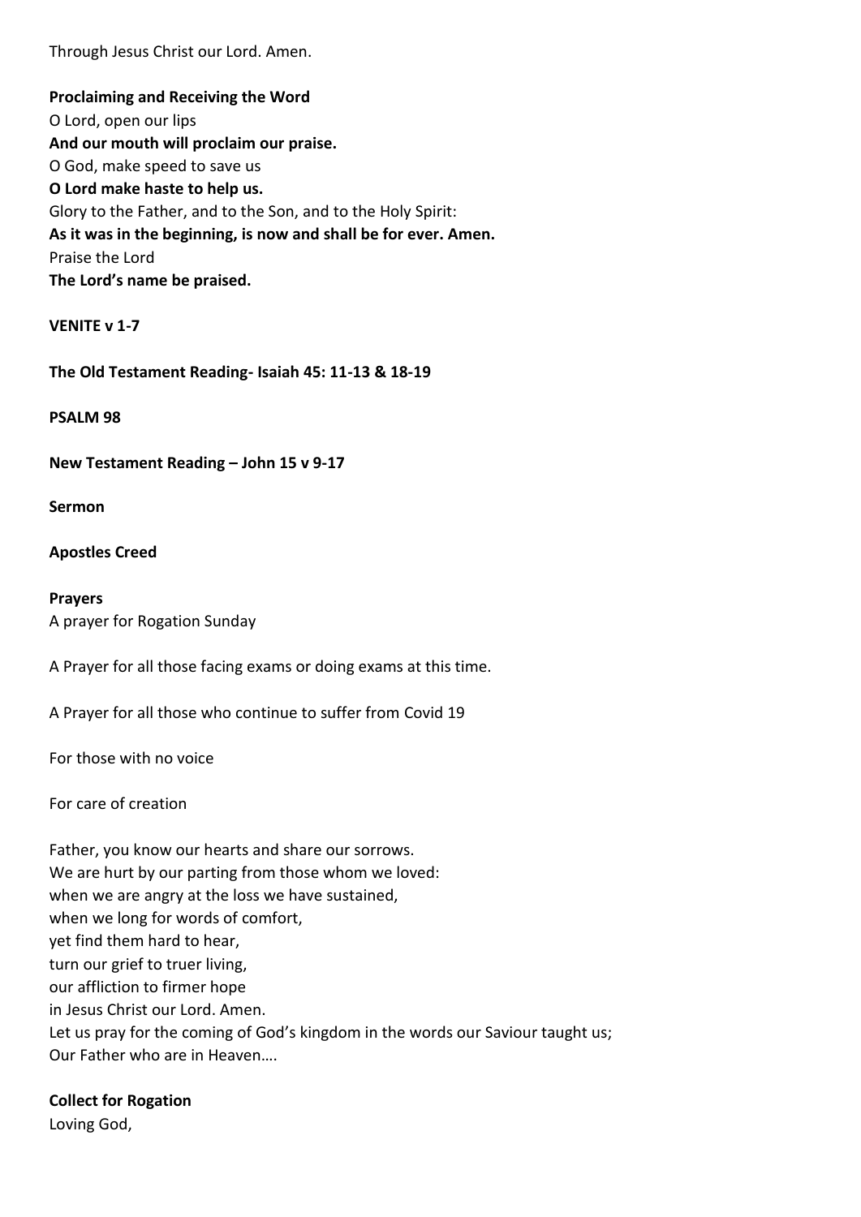Through Jesus Christ our Lord. Amen.

**Proclaiming and Receiving the Word**
O Lord, open our lips
**And our mouth will proclaim our praise.**
O God, make speed to save us
**O Lord make haste to help us.**
Glory to the Father, and to the Son, and to the Holy Spirit:
**As it was in the beginning, is now and shall be for ever. Amen.**
Praise the Lord
**The Lord's name be praised.**

**VENITE v 1-7**

**The Old Testament Reading- Isaiah 45: 11-13 & 18-19**

**PSALM 98**

**New Testament Reading – John 15 v 9-17**

**Sermon**

**Apostles Creed**

**Prayers**
A prayer for Rogation Sunday

A Prayer for all those facing exams or doing exams at this time.

A Prayer for all those who continue to suffer from Covid 19

For those with no voice

For care of creation

Father, you know our hearts and share our sorrows.
We are hurt by our parting from those whom we loved:
when we are angry at the loss we have sustained,
when we long for words of comfort,
yet find them hard to hear,
turn our grief to truer living,
our affliction to firmer hope
in Jesus Christ our Lord. Amen.
Let us pray for the coming of God's kingdom in the words our Saviour taught us;
Our Father who are in Heaven….

**Collect for Rogation**
Loving God,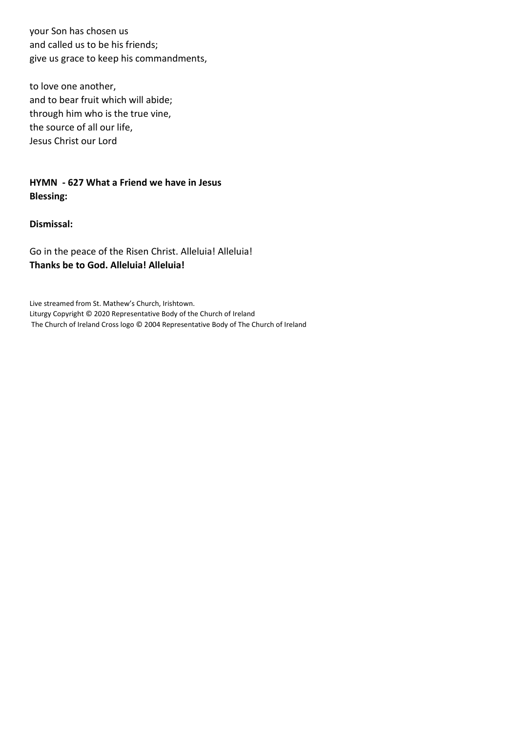your Son has chosen us
and called us to be his friends;
give us grace to keep his commandments,

to love one another,
and to bear fruit which will abide;
through him who is the true vine,
the source of all our life,
Jesus Christ our Lord

**HYMN - 627 What a Friend we have in Jesus**
**Blessing:**

**Dismissal:**

Go in the peace of the Risen Christ. Alleluia! Alleluia!
**Thanks be to God. Alleluia! Alleluia!**

Live streamed from St. Mathew's Church, Irishtown.
Liturgy Copyright © 2020 Representative Body of the Church of Ireland
The Church of Ireland Cross logo © 2004 Representative Body of The Church of Ireland